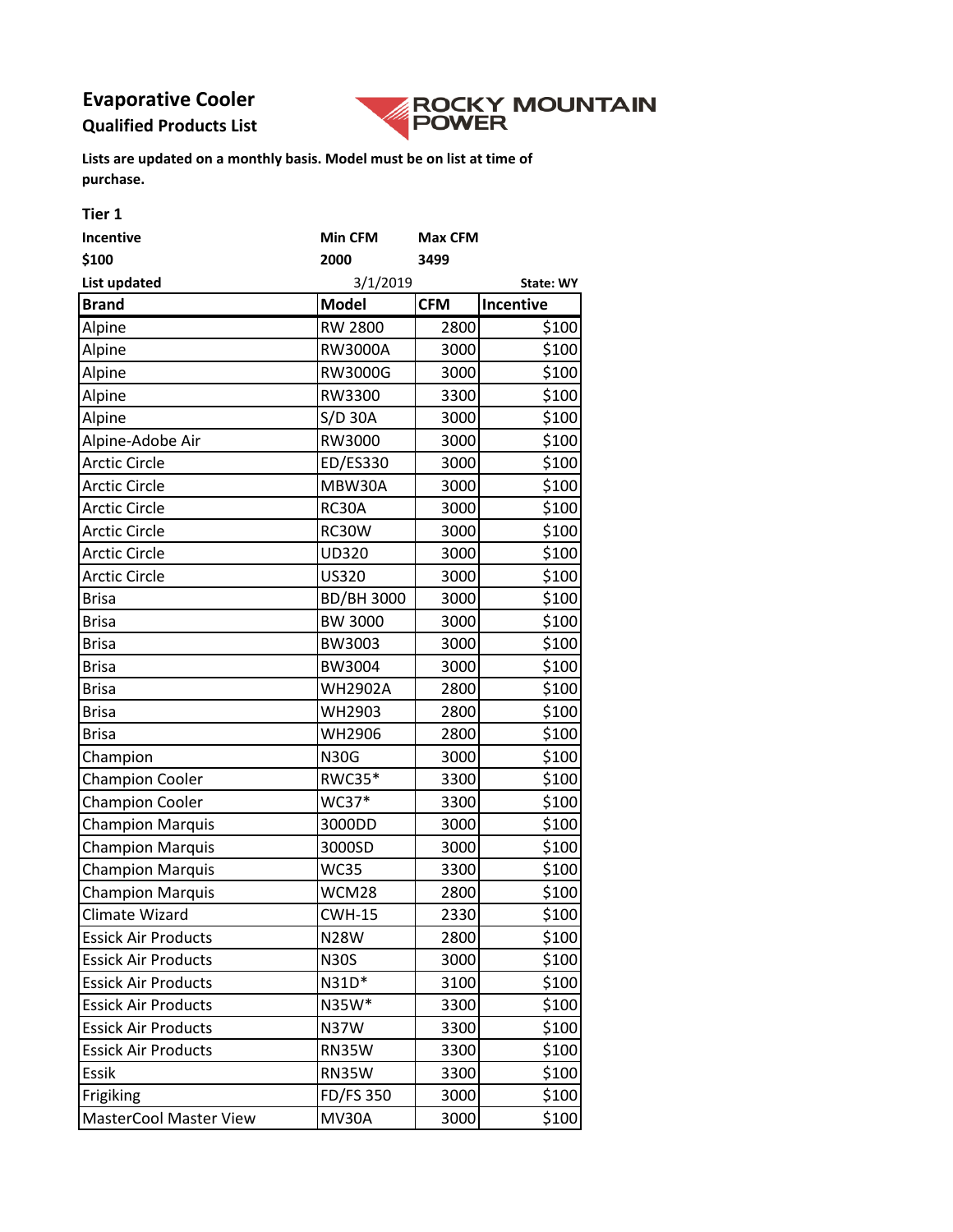# Evaporative Cooler

## Qualified Products List

ROCKY MOUNTAIN POWER

**Lists are updated on a monthly basis. Model must be on list at time of purchase.**

**Tier 1**

| **Incentive** | **Min CFM** | **Max CFM** |
|---|---|---|
| **$100** | **2000** | **3499** |

**List updated** 3/1/2019 **State: WY**

| Brand | Model | CFM | Incentive |
|---|---|---|---|
| Alpine | RW 2800 | 2800 | $100 |
| Alpine | RW3000A | 3000 | $100 |
| Alpine | RW3000G | 3000 | $100 |
| Alpine | RW3300 | 3300 | $100 |
| Alpine | S/D 30A | 3000 | $100 |
| Alpine-Adobe Air | RW3000 | 3000 | $100 |
| Arctic Circle | ED/ES330 | 3000 | $100 |
| Arctic Circle | MBW30A | 3000 | $100 |
| Arctic Circle | RC30A | 3000 | $100 |
| Arctic Circle | RC30W | 3000 | $100 |
| Arctic Circle | UD320 | 3000 | $100 |
| Arctic Circle | US320 | 3000 | $100 |
| Brisa | BD/BH 3000 | 3000 | $100 |
| Brisa | BW 3000 | 3000 | $100 |
| Brisa | BW3003 | 3000 | $100 |
| Brisa | BW3004 | 3000 | $100 |
| Brisa | WH2902A | 2800 | $100 |
| Brisa | WH2903 | 2800 | $100 |
| Brisa | WH2906 | 2800 | $100 |
| Champion | N30G | 3000 | $100 |
| Champion Cooler | RWC35* | 3300 | $100 |
| Champion Cooler | WC37* | 3300 | $100 |
| Champion Marquis | 3000DD | 3000 | $100 |
| Champion Marquis | 3000SD | 3000 | $100 |
| Champion Marquis | WC35 | 3300 | $100 |
| Champion Marquis | WCM28 | 2800 | $100 |
| Climate Wizard | CWH-15 | 2330 | $100 |
| Essick Air Products | N28W | 2800 | $100 |
| Essick Air Products | N30S | 3000 | $100 |
| Essick Air Products | N31D* | 3100 | $100 |
| Essick Air Products | N35W* | 3300 | $100 |
| Essick Air Products | N37W | 3300 | $100 |
| Essick Air Products | RN35W | 3300 | $100 |
| Essik | RN35W | 3300 | $100 |
| Frigiking | FD/FS 350 | 3000 | $100 |
| MasterCool Master View | MV30A | 3000 | $100 |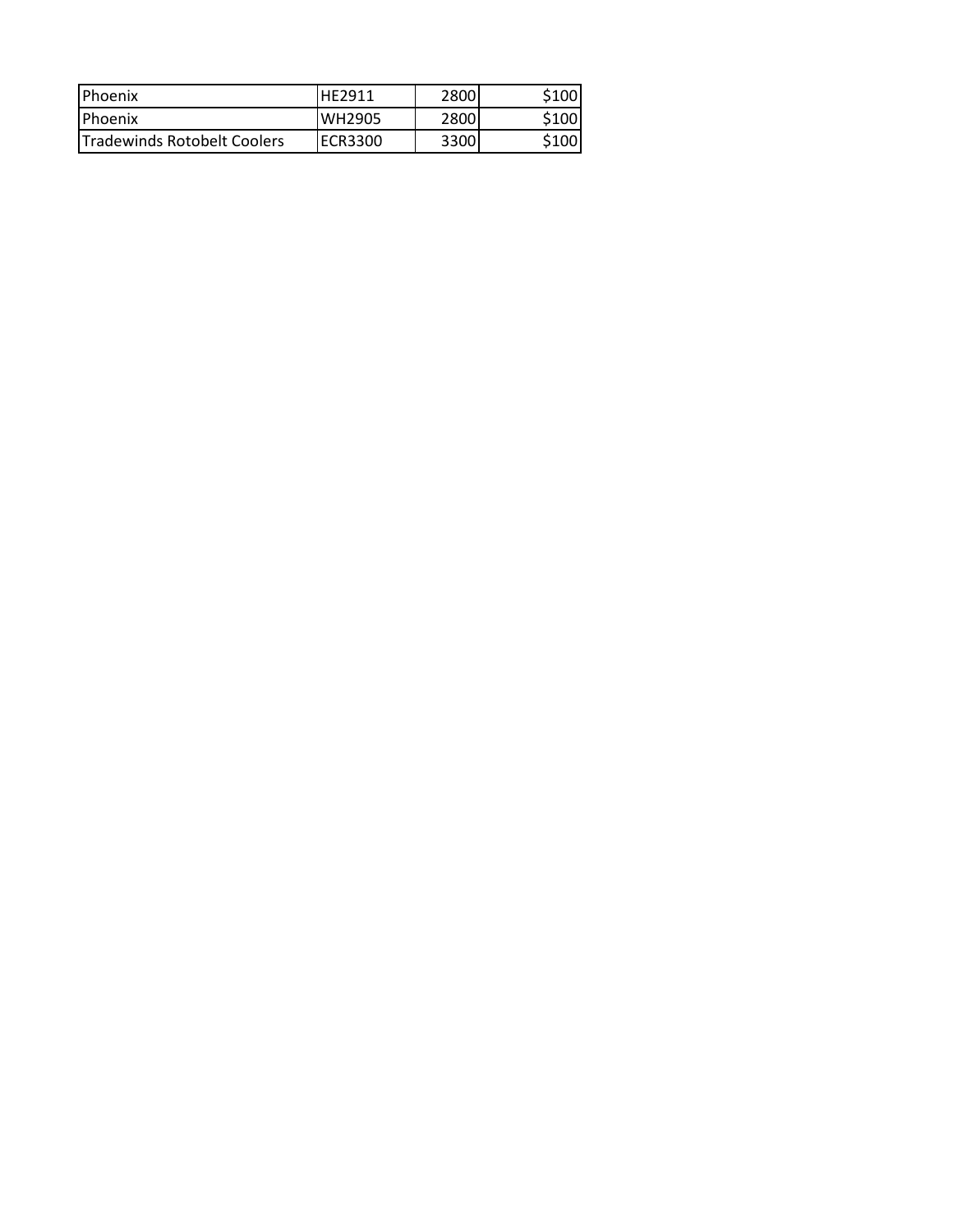| | | | |
|---|---|---|---|
| Phoenix | HE2911 | 2800 | $100 |
| Phoenix | WH2905 | 2800 | $100 |
| Tradewinds Rotobelt Coolers | ECR3300 | 3300 | $100 |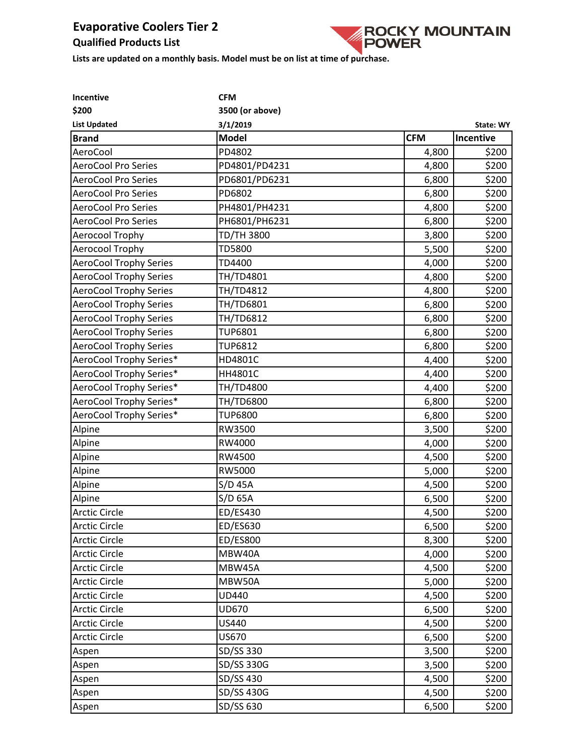# Evaporative Coolers Tier 2

## Qualified Products List

**Lists are updated on a monthly basis. Model must be on list at time of purchase.**

ROCKY MOUNTAIN POWER

| **Incentive** | **CFM** |
|---|---|
| **$200** | **3500 (or above)** |
| **List Updated** | **3/1/2019** |

**State: WY**

| Brand | Model | CFM | Incentive |
|---|---|---|---|
| AeroCool | PD4802 | 4,800 | $200 |
| AeroCool Pro Series | PD4801/PD4231 | 4,800 | $200 |
| AeroCool Pro Series | PD6801/PD6231 | 6,800 | $200 |
| AeroCool Pro Series | PD6802 | 6,800 | $200 |
| AeroCool Pro Series | PH4801/PH4231 | 4,800 | $200 |
| AeroCool Pro Series | PH6801/PH6231 | 6,800 | $200 |
| Aerocool Trophy | TD/TH 3800 | 3,800 | $200 |
| Aerocool Trophy | TD5800 | 5,500 | $200 |
| AeroCool Trophy Series | TD4400 | 4,000 | $200 |
| AeroCool Trophy Series | TH/TD4801 | 4,800 | $200 |
| AeroCool Trophy Series | TH/TD4812 | 4,800 | $200 |
| AeroCool Trophy Series | TH/TD6801 | 6,800 | $200 |
| AeroCool Trophy Series | TH/TD6812 | 6,800 | $200 |
| AeroCool Trophy Series | TUP6801 | 6,800 | $200 |
| AeroCool Trophy Series | TUP6812 | 6,800 | $200 |
| AeroCool Trophy Series* | HD4801C | 4,400 | $200 |
| AeroCool Trophy Series* | HH4801C | 4,400 | $200 |
| AeroCool Trophy Series* | TH/TD4800 | 4,400 | $200 |
| AeroCool Trophy Series* | TH/TD6800 | 6,800 | $200 |
| AeroCool Trophy Series* | TUP6800 | 6,800 | $200 |
| Alpine | RW3500 | 3,500 | $200 |
| Alpine | RW4000 | 4,000 | $200 |
| Alpine | RW4500 | 4,500 | $200 |
| Alpine | RW5000 | 5,000 | $200 |
| Alpine | S/D 45A | 4,500 | $200 |
| Alpine | S/D 65A | 6,500 | $200 |
| Arctic Circle | ED/ES430 | 4,500 | $200 |
| Arctic Circle | ED/ES630 | 6,500 | $200 |
| Arctic Circle | ED/ES800 | 8,300 | $200 |
| Arctic Circle | MBW40A | 4,000 | $200 |
| Arctic Circle | MBW45A | 4,500 | $200 |
| Arctic Circle | MBW50A | 5,000 | $200 |
| Arctic Circle | UD440 | 4,500 | $200 |
| Arctic Circle | UD670 | 6,500 | $200 |
| Arctic Circle | US440 | 4,500 | $200 |
| Arctic Circle | US670 | 6,500 | $200 |
| Aspen | SD/SS 330 | 3,500 | $200 |
| Aspen | SD/SS 330G | 3,500 | $200 |
| Aspen | SD/SS 430 | 4,500 | $200 |
| Aspen | SD/SS 430G | 4,500 | $200 |
| Aspen | SD/SS 630 | 6,500 | $200 |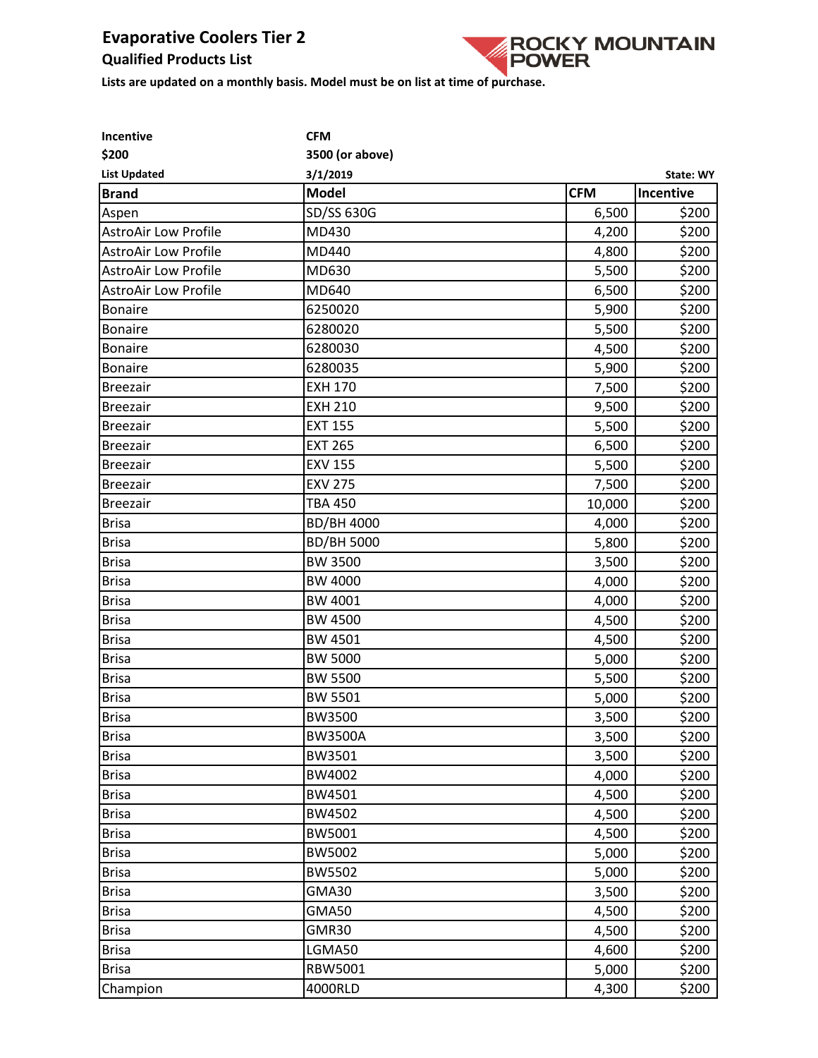# Evaporative Coolers Tier 2

## Qualified Products List

**Lists are updated on a monthly basis. Model must be on list at time of purchase.**

ROCKY MOUNTAIN POWER

| **Incentive** | **CFM** |
|---|---|
| **$200** | **3500 (or above)** |
| **List Updated** | **3/1/2019** |

**State: WY**

| Brand | Model | CFM | Incentive |
|---|---|---|---|
| Aspen | SD/SS 630G | 6,500 | $200 |
| AstroAir Low Profile | MD430 | 4,200 | $200 |
| AstroAir Low Profile | MD440 | 4,800 | $200 |
| AstroAir Low Profile | MD630 | 5,500 | $200 |
| AstroAir Low Profile | MD640 | 6,500 | $200 |
| Bonaire | 6250020 | 5,900 | $200 |
| Bonaire | 6280020 | 5,500 | $200 |
| Bonaire | 6280030 | 4,500 | $200 |
| Bonaire | 6280035 | 5,900 | $200 |
| Breezair | EXH 170 | 7,500 | $200 |
| Breezair | EXH 210 | 9,500 | $200 |
| Breezair | EXT 155 | 5,500 | $200 |
| Breezair | EXT 265 | 6,500 | $200 |
| Breezair | EXV 155 | 5,500 | $200 |
| Breezair | EXV 275 | 7,500 | $200 |
| Breezair | TBA 450 | 10,000 | $200 |
| Brisa | BD/BH 4000 | 4,000 | $200 |
| Brisa | BD/BH 5000 | 5,800 | $200 |
| Brisa | BW 3500 | 3,500 | $200 |
| Brisa | BW 4000 | 4,000 | $200 |
| Brisa | BW 4001 | 4,000 | $200 |
| Brisa | BW 4500 | 4,500 | $200 |
| Brisa | BW 4501 | 4,500 | $200 |
| Brisa | BW 5000 | 5,000 | $200 |
| Brisa | BW 5500 | 5,500 | $200 |
| Brisa | BW 5501 | 5,000 | $200 |
| Brisa | BW3500 | 3,500 | $200 |
| Brisa | BW3500A | 3,500 | $200 |
| Brisa | BW3501 | 3,500 | $200 |
| Brisa | BW4002 | 4,000 | $200 |
| Brisa | BW4501 | 4,500 | $200 |
| Brisa | BW4502 | 4,500 | $200 |
| Brisa | BW5001 | 4,500 | $200 |
| Brisa | BW5002 | 5,000 | $200 |
| Brisa | BW5502 | 5,000 | $200 |
| Brisa | GMA30 | 3,500 | $200 |
| Brisa | GMA50 | 4,500 | $200 |
| Brisa | GMR30 | 4,500 | $200 |
| Brisa | LGMA50 | 4,600 | $200 |
| Brisa | RBW5001 | 5,000 | $200 |
| Champion | 4000RLD | 4,300 | $200 |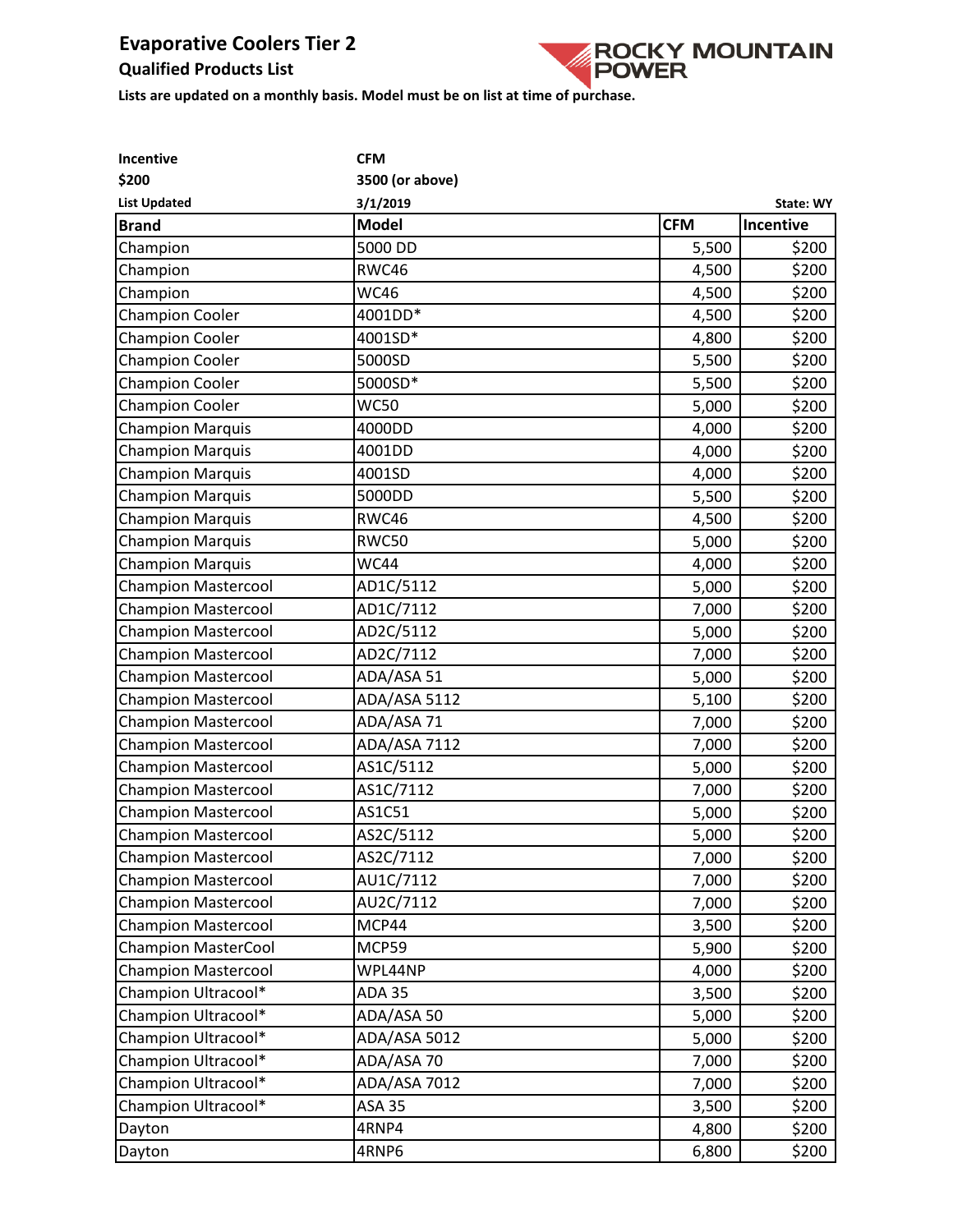# Evaporative Coolers Tier 2

## Qualified Products List

**Lists are updated on a monthly basis. Model must be on list at time of purchase.**

| **Incentive** | **CFM** |
|---|---|
| **$200** | **3500 (or above)** |
| **List Updated** | **3/1/2019** |

**State: WY**

| Brand | Model | CFM | Incentive |
|---|---|---|---|
| Champion | 5000 DD | 5,500 | $200 |
| Champion | RWC46 | 4,500 | $200 |
| Champion | WC46 | 4,500 | $200 |
| Champion Cooler | 4001DD* | 4,500 | $200 |
| Champion Cooler | 4001SD* | 4,800 | $200 |
| Champion Cooler | 5000SD | 5,500 | $200 |
| Champion Cooler | 5000SD* | 5,500 | $200 |
| Champion Cooler | WC50 | 5,000 | $200 |
| Champion Marquis | 4000DD | 4,000 | $200 |
| Champion Marquis | 4001DD | 4,000 | $200 |
| Champion Marquis | 4001SD | 4,000 | $200 |
| Champion Marquis | 5000DD | 5,500 | $200 |
| Champion Marquis | RWC46 | 4,500 | $200 |
| Champion Marquis | RWC50 | 5,000 | $200 |
| Champion Marquis | WC44 | 4,000 | $200 |
| Champion Mastercool | AD1C/5112 | 5,000 | $200 |
| Champion Mastercool | AD1C/7112 | 7,000 | $200 |
| Champion Mastercool | AD2C/5112 | 5,000 | $200 |
| Champion Mastercool | AD2C/7112 | 7,000 | $200 |
| Champion Mastercool | ADA/ASA 51 | 5,000 | $200 |
| Champion Mastercool | ADA/ASA 5112 | 5,100 | $200 |
| Champion Mastercool | ADA/ASA 71 | 7,000 | $200 |
| Champion Mastercool | ADA/ASA 7112 | 7,000 | $200 |
| Champion Mastercool | AS1C/5112 | 5,000 | $200 |
| Champion Mastercool | AS1C/7112 | 7,000 | $200 |
| Champion Mastercool | AS1C51 | 5,000 | $200 |
| Champion Mastercool | AS2C/5112 | 5,000 | $200 |
| Champion Mastercool | AS2C/7112 | 7,000 | $200 |
| Champion Mastercool | AU1C/7112 | 7,000 | $200 |
| Champion Mastercool | AU2C/7112 | 7,000 | $200 |
| Champion Mastercool | MCP44 | 3,500 | $200 |
| Champion MasterCool | MCP59 | 5,900 | $200 |
| Champion Mastercool | WPL44NP | 4,000 | $200 |
| Champion Ultracool* | ADA 35 | 3,500 | $200 |
| Champion Ultracool* | ADA/ASA 50 | 5,000 | $200 |
| Champion Ultracool* | ADA/ASA 5012 | 5,000 | $200 |
| Champion Ultracool* | ADA/ASA 70 | 7,000 | $200 |
| Champion Ultracool* | ADA/ASA 7012 | 7,000 | $200 |
| Champion Ultracool* | ASA 35 | 3,500 | $200 |
| Dayton | 4RNP4 | 4,800 | $200 |
| Dayton | 4RNP6 | 6,800 | $200 |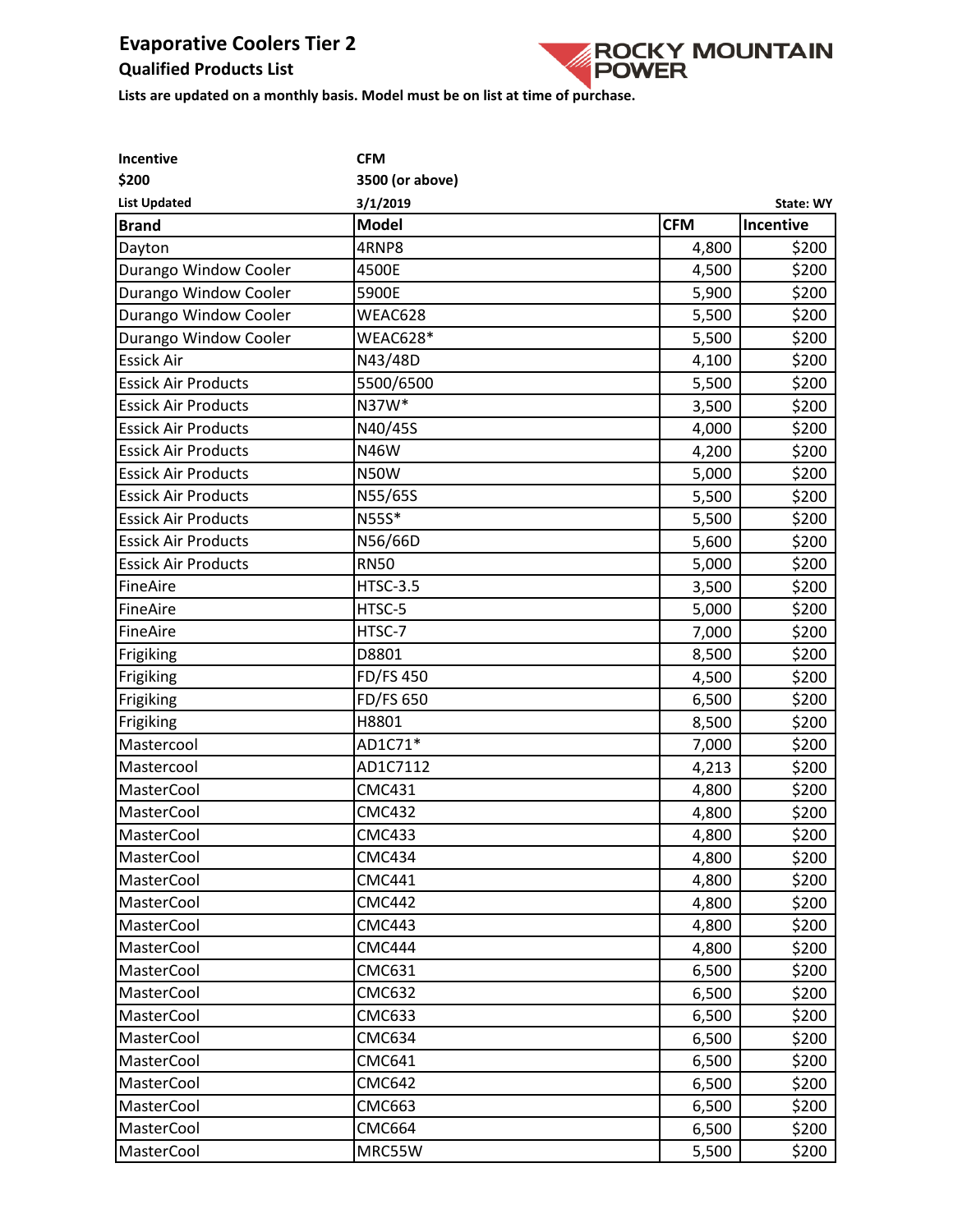# Evaporative Coolers Tier 2

## Qualified Products List

ROCKY MOUNTAIN POWER

**Lists are updated on a monthly basis. Model must be on list at time of purchase.**

| **Incentive** | **CFM** |
|---|---|
| **$200** | **3500 (or above)** |
| **List Updated** | **3/1/2019** |

**State: WY**

| Brand | Model | CFM | Incentive |
|---|---|---|---|
| Dayton | 4RNP8 | 4,800 | $200 |
| Durango Window Cooler | 4500E | 4,500 | $200 |
| Durango Window Cooler | 5900E | 5,900 | $200 |
| Durango Window Cooler | WEAC628 | 5,500 | $200 |
| Durango Window Cooler | WEAC628* | 5,500 | $200 |
| Essick Air | N43/48D | 4,100 | $200 |
| Essick Air Products | 5500/6500 | 5,500 | $200 |
| Essick Air Products | N37W* | 3,500 | $200 |
| Essick Air Products | N40/45S | 4,000 | $200 |
| Essick Air Products | N46W | 4,200 | $200 |
| Essick Air Products | N50W | 5,000 | $200 |
| Essick Air Products | N55/65S | 5,500 | $200 |
| Essick Air Products | N55S* | 5,500 | $200 |
| Essick Air Products | N56/66D | 5,600 | $200 |
| Essick Air Products | RN50 | 5,000 | $200 |
| FineAire | HTSC-3.5 | 3,500 | $200 |
| FineAire | HTSC-5 | 5,000 | $200 |
| FineAire | HTSC-7 | 7,000 | $200 |
| Frigiking | D8801 | 8,500 | $200 |
| Frigiking | FD/FS 450 | 4,500 | $200 |
| Frigiking | FD/FS 650 | 6,500 | $200 |
| Frigiking | H8801 | 8,500 | $200 |
| Mastercool | AD1C71* | 7,000 | $200 |
| Mastercool | AD1C7112 | 4,213 | $200 |
| MasterCool | CMC431 | 4,800 | $200 |
| MasterCool | CMC432 | 4,800 | $200 |
| MasterCool | CMC433 | 4,800 | $200 |
| MasterCool | CMC434 | 4,800 | $200 |
| MasterCool | CMC441 | 4,800 | $200 |
| MasterCool | CMC442 | 4,800 | $200 |
| MasterCool | CMC443 | 4,800 | $200 |
| MasterCool | CMC444 | 4,800 | $200 |
| MasterCool | CMC631 | 6,500 | $200 |
| MasterCool | CMC632 | 6,500 | $200 |
| MasterCool | CMC633 | 6,500 | $200 |
| MasterCool | CMC634 | 6,500 | $200 |
| MasterCool | CMC641 | 6,500 | $200 |
| MasterCool | CMC642 | 6,500 | $200 |
| MasterCool | CMC663 | 6,500 | $200 |
| MasterCool | CMC664 | 6,500 | $200 |
| MasterCool | MRC55W | 5,500 | $200 |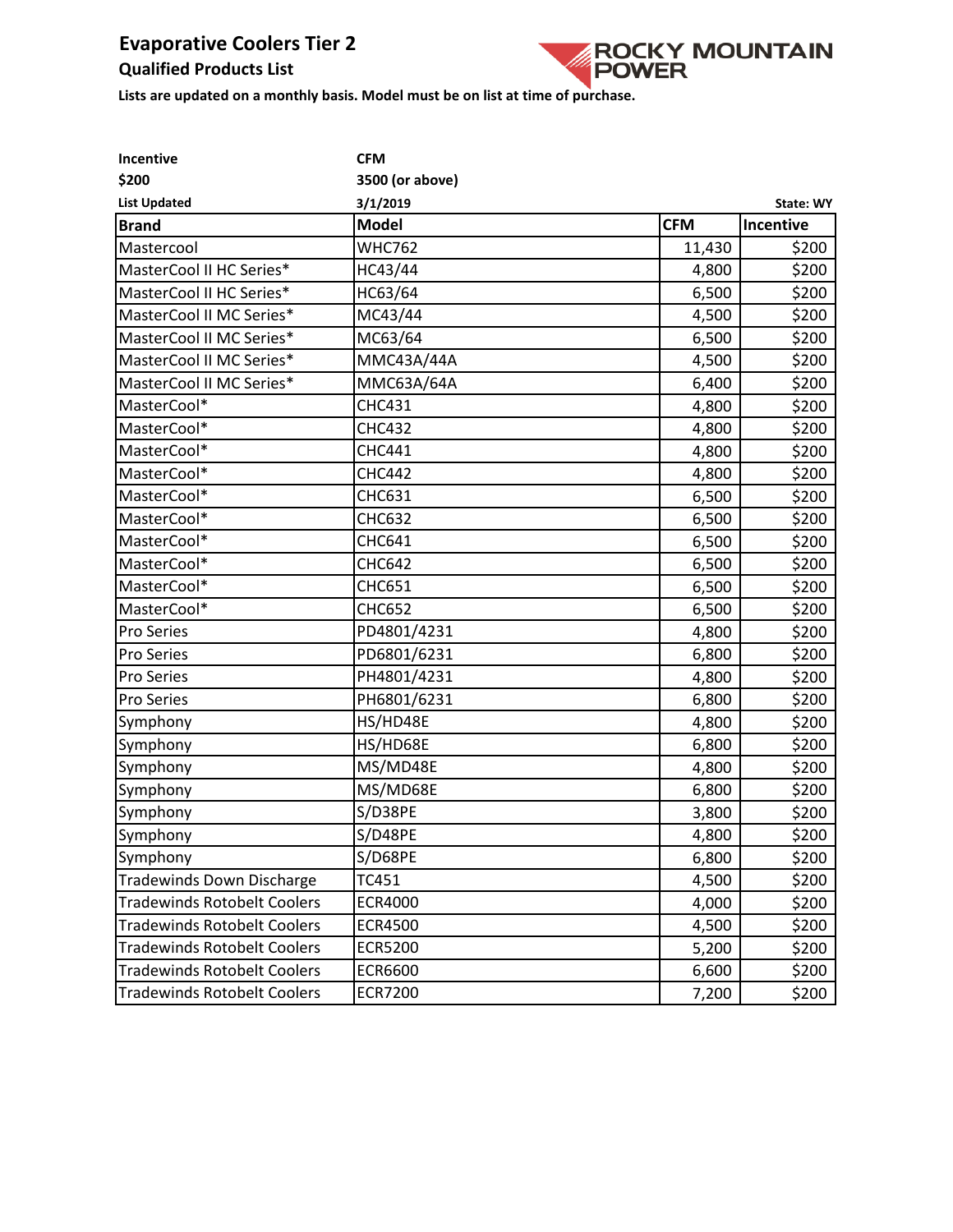# Evaporative Coolers Tier 2

## Qualified Products List

**Lists are updated on a monthly basis. Model must be on list at time of purchase.**

| | |
|---|---|
| **Incentive** | **CFM** |
| **$200** | **3500 (or above)** |
| **List Updated** | **3/1/2019** |

**State: WY**

| Brand | Model | CFM | Incentive |
|---|---|---|---|
| Mastercool | WHC762 | 11,430 | $200 |
| MasterCool II HC Series* | HC43/44 | 4,800 | $200 |
| MasterCool II HC Series* | HC63/64 | 6,500 | $200 |
| MasterCool II MC Series* | MC43/44 | 4,500 | $200 |
| MasterCool II MC Series* | MC63/64 | 6,500 | $200 |
| MasterCool II MC Series* | MMC43A/44A | 4,500 | $200 |
| MasterCool II MC Series* | MMC63A/64A | 6,400 | $200 |
| MasterCool* | CHC431 | 4,800 | $200 |
| MasterCool* | CHC432 | 4,800 | $200 |
| MasterCool* | CHC441 | 4,800 | $200 |
| MasterCool* | CHC442 | 4,800 | $200 |
| MasterCool* | CHC631 | 6,500 | $200 |
| MasterCool* | CHC632 | 6,500 | $200 |
| MasterCool* | CHC641 | 6,500 | $200 |
| MasterCool* | CHC642 | 6,500 | $200 |
| MasterCool* | CHC651 | 6,500 | $200 |
| MasterCool* | CHC652 | 6,500 | $200 |
| Pro Series | PD4801/4231 | 4,800 | $200 |
| Pro Series | PD6801/6231 | 6,800 | $200 |
| Pro Series | PH4801/4231 | 4,800 | $200 |
| Pro Series | PH6801/6231 | 6,800 | $200 |
| Symphony | HS/HD48E | 4,800 | $200 |
| Symphony | HS/HD68E | 6,800 | $200 |
| Symphony | MS/MD48E | 4,800 | $200 |
| Symphony | MS/MD68E | 6,800 | $200 |
| Symphony | S/D38PE | 3,800 | $200 |
| Symphony | S/D48PE | 4,800 | $200 |
| Symphony | S/D68PE | 6,800 | $200 |
| Tradewinds Down Discharge | TC451 | 4,500 | $200 |
| Tradewinds Rotobelt Coolers | ECR4000 | 4,000 | $200 |
| Tradewinds Rotobelt Coolers | ECR4500 | 4,500 | $200 |
| Tradewinds Rotobelt Coolers | ECR5200 | 5,200 | $200 |
| Tradewinds Rotobelt Coolers | ECR6600 | 6,600 | $200 |
| Tradewinds Rotobelt Coolers | ECR7200 | 7,200 | $200 |